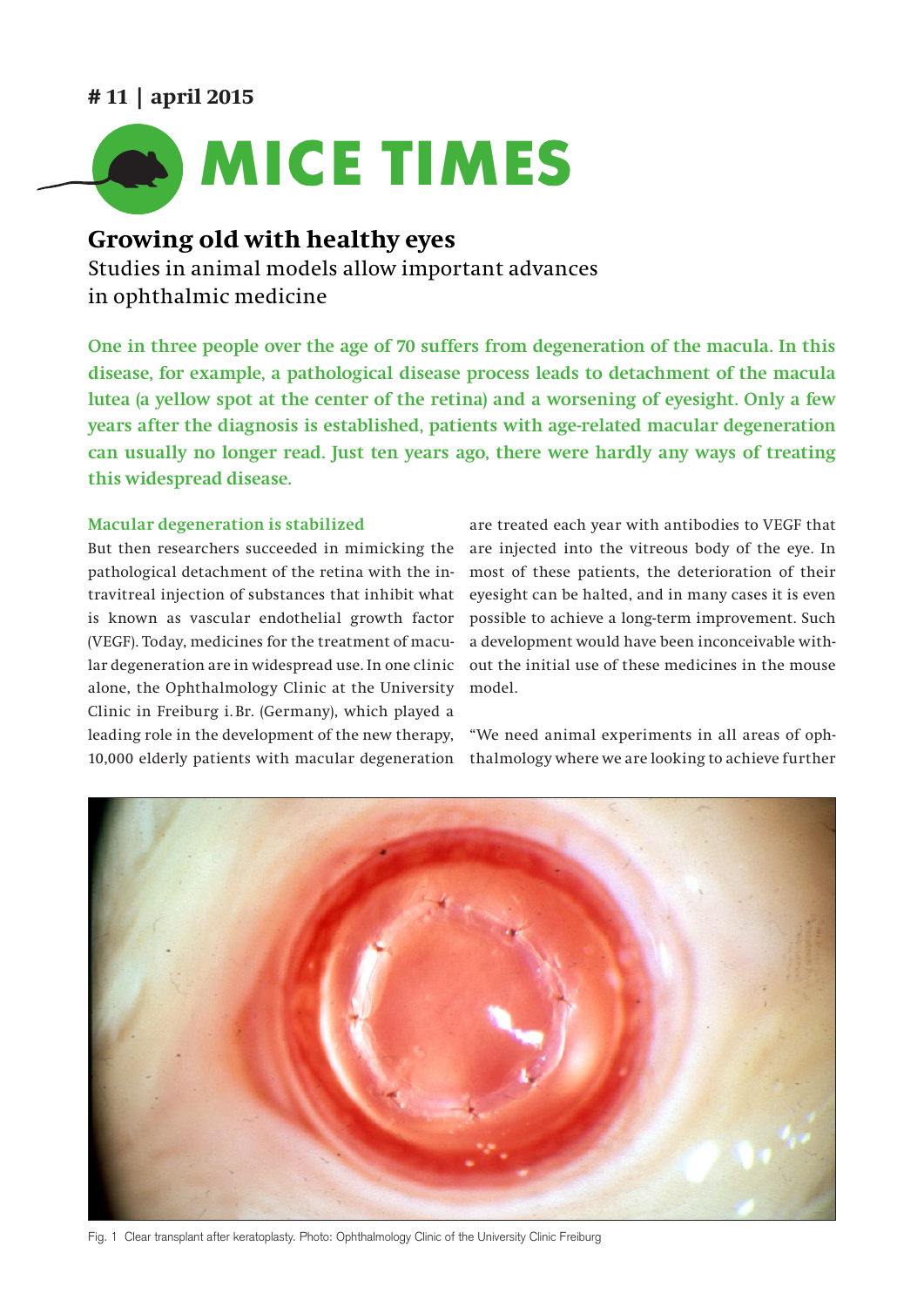# 11 | april 2015

# MICE TIMES

## Growing old with healthy eyes

Studies in animal models allow important advances in ophthalmic medicine

**One in three people over the age of 70 suffers from degeneration of the macula. In this disease, for example, a pathological disease process leads to detachment of the macula lutea (a yellow spot at the center of the retina) and a worsening of eyesight. Only a few years after the diagnosis is established, patients with age-related macular degeneration can usually no longer read. Just ten years ago, there were hardly any ways of treating this widespread disease.**

### Macular degeneration is stabilized

But then researchers succeeded in mimicking the pathological detachment of the retina with the intravitreal injection of substances that inhibit what is known as vascular endothelial growth factor (VEGF). Today, medicines for the treatment of macular degeneration are in widespread use. In one clinic alone, the Ophthalmology Clinic at the University Clinic in Freiburg i. Br. (Germany), which played a leading role in the development of the new therapy, 10,000 elderly patients with macular degeneration are treated each year with antibodies to VEGF that are injected into the vitreous body of the eye. In most of these patients, the deterioration of their eyesight can be halted, and in many cases it is even possible to achieve a long-term improvement. Such a development would have been inconceivable without the initial use of these medicines in the mouse model.

"We need animal experiments in all areas of ophthalmology where we are looking to achieve further

Fig. 1 Clear transplant after keratoplasty. Photo: Ophthalmology Clinic of the University Clinic Freiburg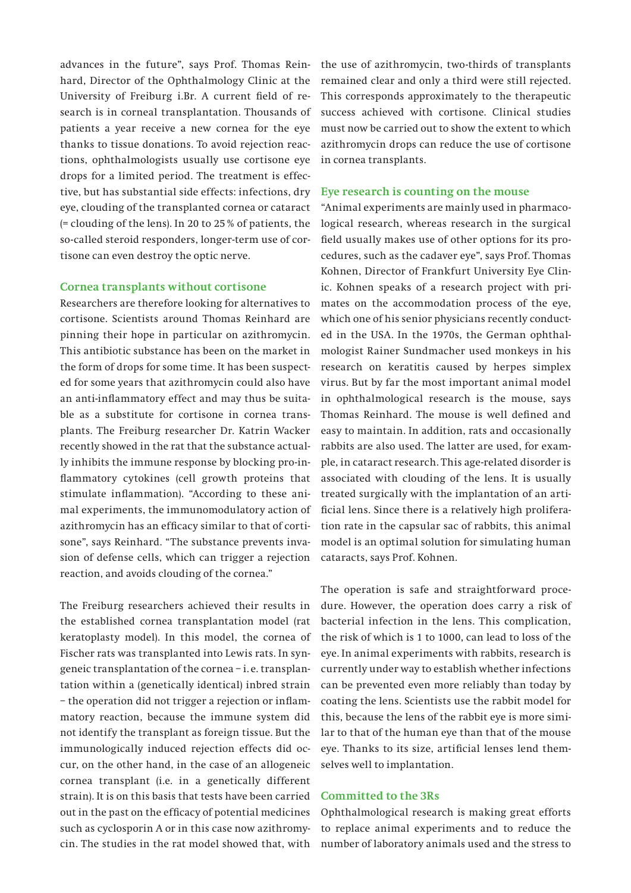advances in the future", says Prof. Thomas Reinhard, Director of the Ophthalmology Clinic at the University of Freiburg i.Br. A current field of research is in corneal transplantation. Thousands of patients a year receive a new cornea for the eye thanks to tissue donations. To avoid rejection reactions, ophthalmologists usually use cortisone eye drops for a limited period. The treatment is effective, but has substantial side effects: infections, dry eye, clouding of the transplanted cornea or cataract (= clouding of the lens). In 20 to 25 % of patients, the so-called steroid responders, longer-term use of cortisone can even destroy the optic nerve.

### Cornea transplants without cortisone

Researchers are therefore looking for alternatives to cortisone. Scientists around Thomas Reinhard are pinning their hope in particular on azithromycin. This antibiotic substance has been on the market in the form of drops for some time. It has been suspected for some years that azithromycin could also have an anti-inflammatory effect and may thus be suitable as a substitute for cortisone in cornea transplants. The Freiburg researcher Dr. Katrin Wacker recently showed in the rat that the substance actually inhibits the immune response by blocking pro-inflammatory cytokines (cell growth proteins that stimulate inflammation). "According to these animal experiments, the immunomodulatory action of azithromycin has an efficacy similar to that of cortisone", says Reinhard. "The substance prevents invasion of defense cells, which can trigger a rejection reaction, and avoids clouding of the cornea."

The Freiburg researchers achieved their results in the established cornea transplantation model (rat keratoplasty model). In this model, the cornea of Fischer rats was transplanted into Lewis rats. In syngeneic transplantation of the cornea – i.e. transplantation within a (genetically identical) inbred strain – the operation did not trigger a rejection or inflammatory reaction, because the immune system did not identify the transplant as foreign tissue. But the immunologically induced rejection effects did occur, on the other hand, in the case of an allogeneic cornea transplant (i.e. in a genetically different strain). It is on this basis that tests have been carried out in the past on the efficacy of potential medicines such as cyclosporin A or in this case now azithromycin. The studies in the rat model showed that, with the use of azithromycin, two-thirds of transplants remained clear and only a third were still rejected. This corresponds approximately to the therapeutic success achieved with cortisone. Clinical studies must now be carried out to show the extent to which azithromycin drops can reduce the use of cortisone in cornea transplants.

### Eye research is counting on the mouse

"Animal experiments are mainly used in pharmacological research, whereas research in the surgical field usually makes use of other options for its procedures, such as the cadaver eye", says Prof. Thomas Kohnen, Director of Frankfurt University Eye Clinic. Kohnen speaks of a research project with primates on the accommodation process of the eye, which one of his senior physicians recently conducted in the USA. In the 1970s, the German ophthalmologist Rainer Sundmacher used monkeys in his research on keratitis caused by herpes simplex virus. But by far the most important animal model in ophthalmological research is the mouse, says Thomas Reinhard. The mouse is well defined and easy to maintain. In addition, rats and occasionally rabbits are also used. The latter are used, for example, in cataract research. This age-related disorder is associated with clouding of the lens. It is usually treated surgically with the implantation of an artificial lens. Since there is a relatively high proliferation rate in the capsular sac of rabbits, this animal model is an optimal solution for simulating human cataracts, says Prof. Kohnen.

The operation is safe and straightforward procedure. However, the operation does carry a risk of bacterial infection in the lens. This complication, the risk of which is 1 to 1000, can lead to loss of the eye. In animal experiments with rabbits, research is currently under way to establish whether infections can be prevented even more reliably than today by coating the lens. Scientists use the rabbit model for this, because the lens of the rabbit eye is more similar to that of the human eye than that of the mouse eye. Thanks to its size, artificial lenses lend themselves well to implantation.

### Committed to the 3Rs

Ophthalmological research is making great efforts to replace animal experiments and to reduce the number of laboratory animals used and the stress to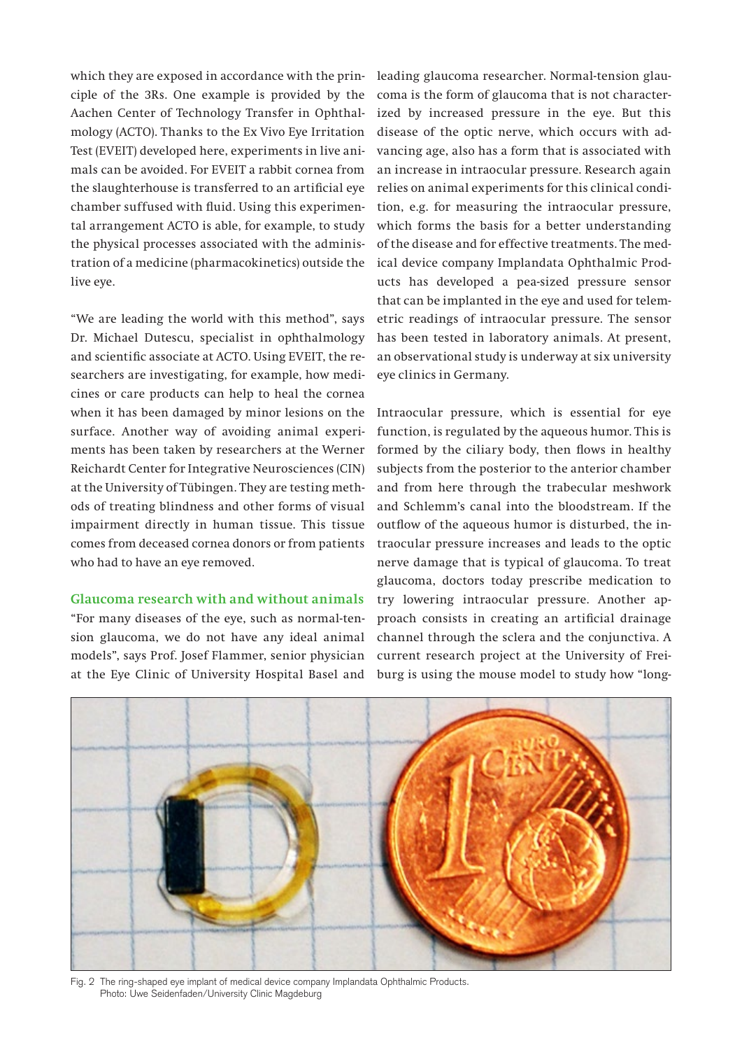which they are exposed in accordance with the principle of the 3Rs. One example is provided by the Aachen Center of Technology Transfer in Ophthalmology (ACTO). Thanks to the Ex Vivo Eye Irritation Test (EVEIT) developed here, experiments in live animals can be avoided. For EVEIT a rabbit cornea from the slaughterhouse is transferred to an artificial eye chamber suffused with fluid. Using this experimental arrangement ACTO is able, for example, to study the physical processes associated with the administration of a medicine (pharmacokinetics) outside the live eye.

"We are leading the world with this method", says Dr. Michael Dutescu, specialist in ophthalmology and scientific associate at ACTO. Using EVEIT, the researchers are investigating, for example, how medicines or care products can help to heal the cornea when it has been damaged by minor lesions on the surface. Another way of avoiding animal experiments has been taken by researchers at the Werner Reichardt Center for Integrative Neurosciences (CIN) at the University of Tübingen. They are testing methods of treating blindness and other forms of visual impairment directly in human tissue. This tissue comes from deceased cornea donors or from patients who had to have an eye removed.

## Glaucoma research with and without animals

"For many diseases of the eye, such as normal-tension glaucoma, we do not have any ideal animal models", says Prof. Josef Flammer, senior physician at the Eye Clinic of University Hospital Basel and leading glaucoma researcher. Normal-tension glaucoma is the form of glaucoma that is not characterized by increased pressure in the eye. But this disease of the optic nerve, which occurs with advancing age, also has a form that is associated with an increase in intraocular pressure. Research again relies on animal experiments for this clinical condition, e.g. for measuring the intraocular pressure, which forms the basis for a better understanding of the disease and for effective treatments. The medical device company Implandata Ophthalmic Products has developed a pea-sized pressure sensor that can be implanted in the eye and used for telemetric readings of intraocular pressure. The sensor has been tested in laboratory animals. At present, an observational study is underway at six university eye clinics in Germany.

Intraocular pressure, which is essential for eye function, is regulated by the aqueous humor. This is formed by the ciliary body, then flows in healthy subjects from the posterior to the anterior chamber and from here through the trabecular meshwork and Schlemm's canal into the bloodstream. If the outflow of the aqueous humor is disturbed, the intraocular pressure increases and leads to the optic nerve damage that is typical of glaucoma. To treat glaucoma, doctors today prescribe medication to try lowering intraocular pressure. Another approach consists in creating an artificial drainage channel through the sclera and the conjunctiva. A current research project at the University of Freiburg is using the mouse model to study how "long-

Fig. 2 The ring-shaped eye implant of medical device company Implandata Ophthalmic Products.
Photo: Uwe Seidenfaden/University Clinic Magdeburg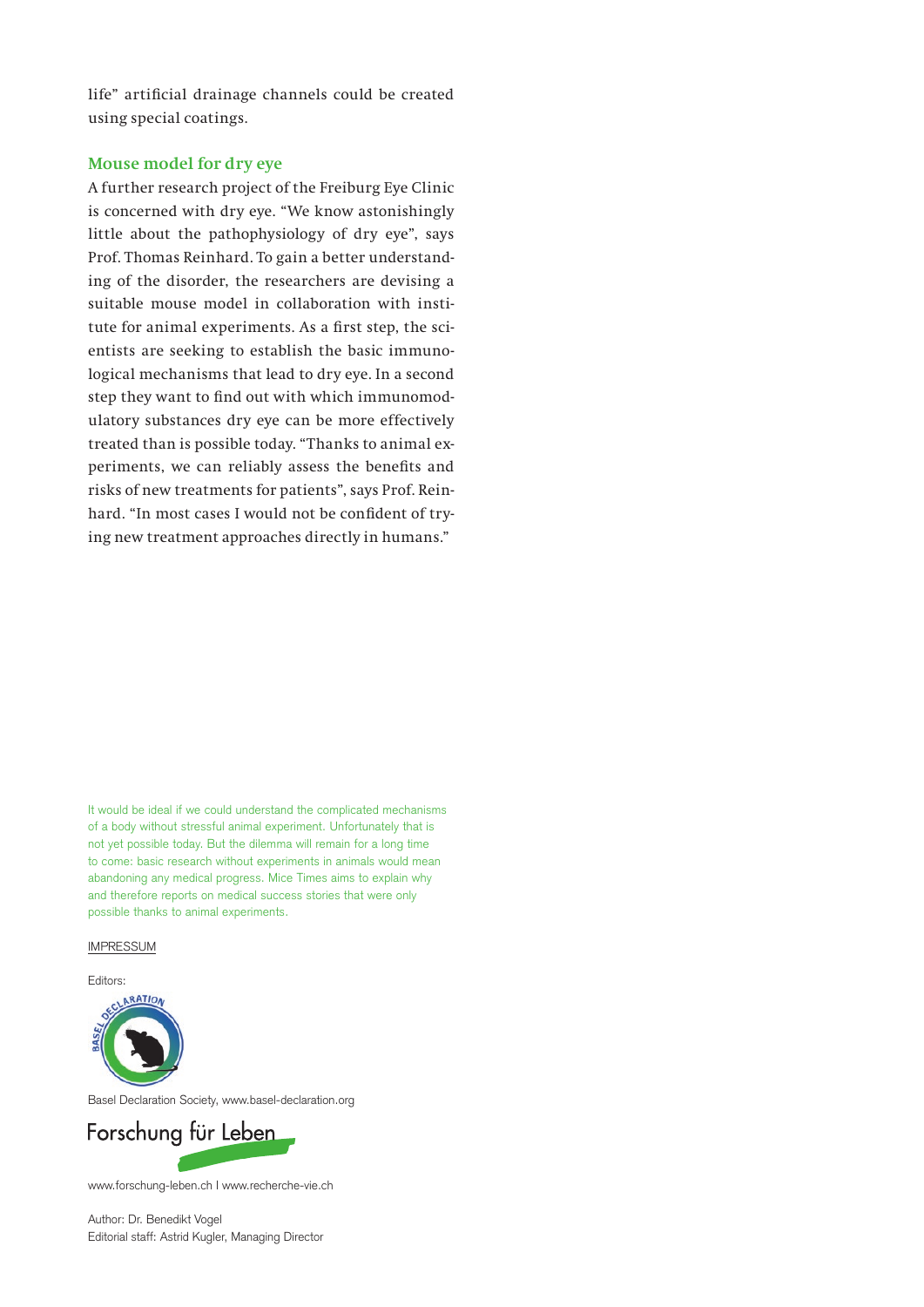life" artificial drainage channels could be created using special coatings.

## Mouse model for dry eye

A further research project of the Freiburg Eye Clinic is concerned with dry eye. "We know astonishingly little about the pathophysiology of dry eye", says Prof. Thomas Reinhard. To gain a better understanding of the disorder, the researchers are devising a suitable mouse model in collaboration with institute for animal experiments. As a first step, the scientists are seeking to establish the basic immunological mechanisms that lead to dry eye. In a second step they want to find out with which immunomodulatory substances dry eye can be more effectively treated than is possible today. "Thanks to animal experiments, we can reliably assess the benefits and risks of new treatments for patients", says Prof. Reinhard. "In most cases I would not be confident of trying new treatment approaches directly in humans."

It would be ideal if we could understand the complicated mechanisms of a body without stressful animal experiment. Unfortunately that is not yet possible today. But the dilemma will remain for a long time to come: basic research without experiments in animals would mean abandoning any medical progress. Mice Times aims to explain why and therefore reports on medical success stories that were only possible thanks to animal experiments.

IMPRESSUM

Editors:

Basel Declaration Society, www.basel-declaration.org

Forschung für Leben

www.forschung-leben.ch | www.recherche-vie.ch

Author: Dr. Benedikt Vogel
Editorial staff: Astrid Kugler, Managing Director